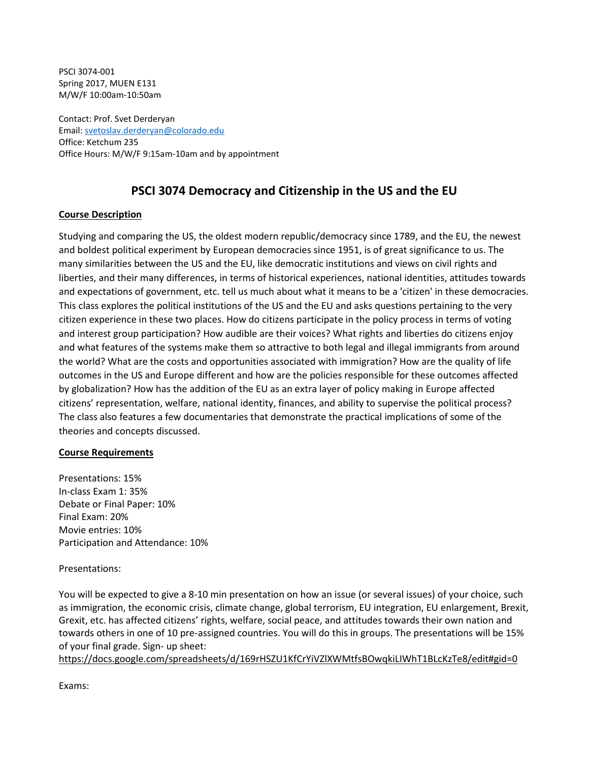PSCI 3074-001
Spring 2017, MUEN E131
M/W/F 10:00am-10:50am

Contact: Prof. Svet Derderyan
Email: svetoslav.derderyan@colorado.edu
Office: Ketchum 235
Office Hours: M/W/F 9:15am-10am and by appointment

# PSCI 3074 Democracy and Citizenship in the US and the EU

## Course Description

Studying and comparing the US, the oldest modern republic/democracy since 1789, and the EU, the newest and boldest political experiment by European democracies since 1951, is of great significance to us. The many similarities between the US and the EU, like democratic institutions and views on civil rights and liberties, and their many differences, in terms of historical experiences, national identities, attitudes towards and expectations of government, etc. tell us much about what it means to be a 'citizen' in these democracies. This class explores the political institutions of the US and the EU and asks questions pertaining to the very citizen experience in these two places. How do citizens participate in the policy process in terms of voting and interest group participation? How audible are their voices? What rights and liberties do citizens enjoy and what features of the systems make them so attractive to both legal and illegal immigrants from around the world? What are the costs and opportunities associated with immigration? How are the quality of life outcomes in the US and Europe different and how are the policies responsible for these outcomes affected by globalization? How has the addition of the EU as an extra layer of policy making in Europe affected citizens' representation, welfare, national identity, finances, and ability to supervise the political process? The class also features a few documentaries that demonstrate the practical implications of some of the theories and concepts discussed.

## Course Requirements

Presentations: 15%
In-class Exam 1: 35%
Debate or Final Paper: 10%
Final Exam: 20%
Movie entries: 10%
Participation and Attendance: 10%

Presentations:

You will be expected to give a 8-10 min presentation on how an issue (or several issues) of your choice, such as immigration, the economic crisis, climate change, global terrorism, EU integration, EU enlargement, Brexit, Grexit, etc. has affected citizens' rights, welfare, social peace, and attitudes towards their own nation and towards others in one of 10 pre-assigned countries. You will do this in groups. The presentations will be 15% of your final grade. Sign- up sheet:
https://docs.google.com/spreadsheets/d/169rHSZU1KfCrYiVZlXWMtfsBOwqkiLIWhT1BLcKzTe8/edit#gid=0

Exams: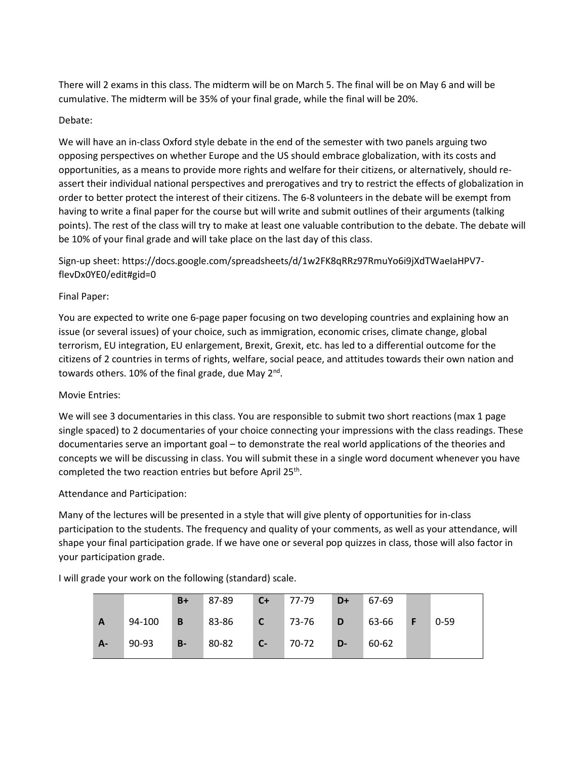There will 2 exams in this class. The midterm will be on March 5. The final will be on May 6 and will be cumulative. The midterm will be 35% of your final grade, while the final will be 20%.

Debate:

We will have an in-class Oxford style debate in the end of the semester with two panels arguing two opposing perspectives on whether Europe and the US should embrace globalization, with its costs and opportunities, as a means to provide more rights and welfare for their citizens, or alternatively, should re-assert their individual national perspectives and prerogatives and try to restrict the effects of globalization in order to better protect the interest of their citizens. The 6-8 volunteers in the debate will be exempt from having to write a final paper for the course but will write and submit outlines of their arguments (talking points). The rest of the class will try to make at least one valuable contribution to the debate. The debate will be 10% of your final grade and will take place on the last day of this class.

Sign-up sheet: https://docs.google.com/spreadsheets/d/1w2FK8qRRz97RmuYo6i9jXdTWaeIaHPV7-flevDx0YE0/edit#gid=0

Final Paper:

You are expected to write one 6-page paper focusing on two developing countries and explaining how an issue (or several issues) of your choice, such as immigration, economic crises, climate change, global terrorism, EU integration, EU enlargement, Brexit, Grexit, etc. has led to a differential outcome for the citizens of 2 countries in terms of rights, welfare, social peace, and attitudes towards their own nation and towards others. 10% of the final grade, due May 2nd.

Movie Entries:

We will see 3 documentaries in this class. You are responsible to submit two short reactions (max 1 page single spaced) to 2 documentaries of your choice connecting your impressions with the class readings. These documentaries serve an important goal – to demonstrate the real world applications of the theories and concepts we will be discussing in class. You will submit these in a single word document whenever you have completed the two reaction entries but before April 25th.

Attendance and Participation:

Many of the lectures will be presented in a style that will give plenty of opportunities for in-class participation to the students. The frequency and quality of your comments, as well as your attendance, will shape your final participation grade. If we have one or several pop quizzes in class, those will also factor in your participation grade.

I will grade your work on the following (standard) scale.

| | | | | | | | | | |
|---|---|---|---|---|---|---|---|---|---|
| | | **B+** | 87-89 | **C+** | 77-79 | **D+** | 67-69 | | |
| **A** | 94-100 | **B** | 83-86 | **C** | 73-76 | **D** | 63-66 | **F** | 0-59 |
| **A-** | 90-93 | **B-** | 80-82 | **C-** | 70-72 | **D-** | 60-62 | | |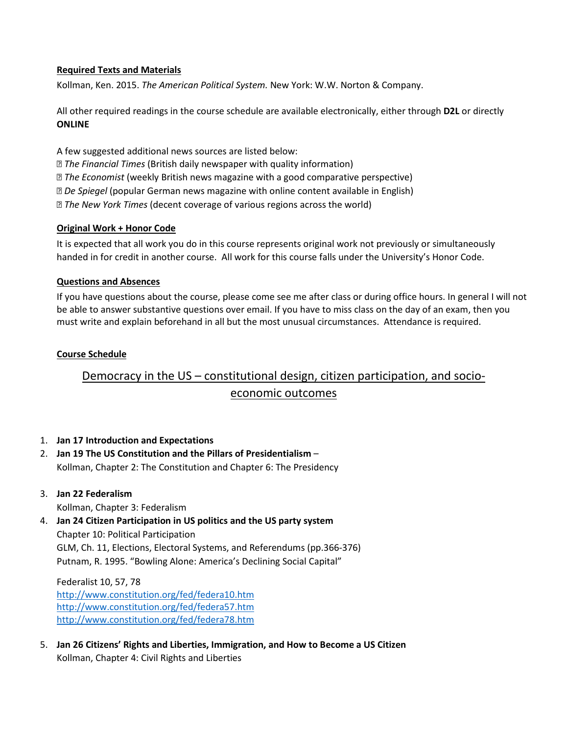**Required Texts and Materials**

Kollman, Ken. 2015. *The American Political System.* New York: W.W. Norton & Company.

All other required readings in the course schedule are available electronically, either through **D2L** or directly **ONLINE**

A few suggested additional news sources are listed below:

- *The Financial Times* (British daily newspaper with quality information)
- *The Economist* (weekly British news magazine with a good comparative perspective)
- *De Spiegel* (popular German news magazine with online content available in English)
- *The New York Times* (decent coverage of various regions across the world)

**Original Work + Honor Code**

It is expected that all work you do in this course represents original work not previously or simultaneously handed in for credit in another course. All work for this course falls under the University's Honor Code.

**Questions and Absences**

If you have questions about the course, please come see me after class or during office hours. In general I will not be able to answer substantive questions over email. If you have to miss class on the day of an exam, then you must write and explain beforehand in all but the most unusual circumstances. Attendance is required.

**Course Schedule**

## Democracy in the US – constitutional design, citizen participation, and socio-economic outcomes

1. **Jan 17 Introduction and Expectations**
2. **Jan 19 The US Constitution and the Pillars of Presidentialism** –
   Kollman, Chapter 2: The Constitution and Chapter 6: The Presidency

3. **Jan 22 Federalism**
   Kollman, Chapter 3: Federalism
4. **Jan 24 Citizen Participation in US politics and the US party system**
   Chapter 10: Political Participation
   GLM, Ch. 11, Elections, Electoral Systems, and Referendums (pp.366-376)
   Putnam, R. 1995. "Bowling Alone: America's Declining Social Capital"

   Federalist 10, 57, 78
   http://www.constitution.org/fed/federa10.htm
   http://www.constitution.org/fed/federa57.htm
   http://www.constitution.org/fed/federa78.htm

5. **Jan 26 Citizens' Rights and Liberties, Immigration, and How to Become a US Citizen**
   Kollman, Chapter 4: Civil Rights and Liberties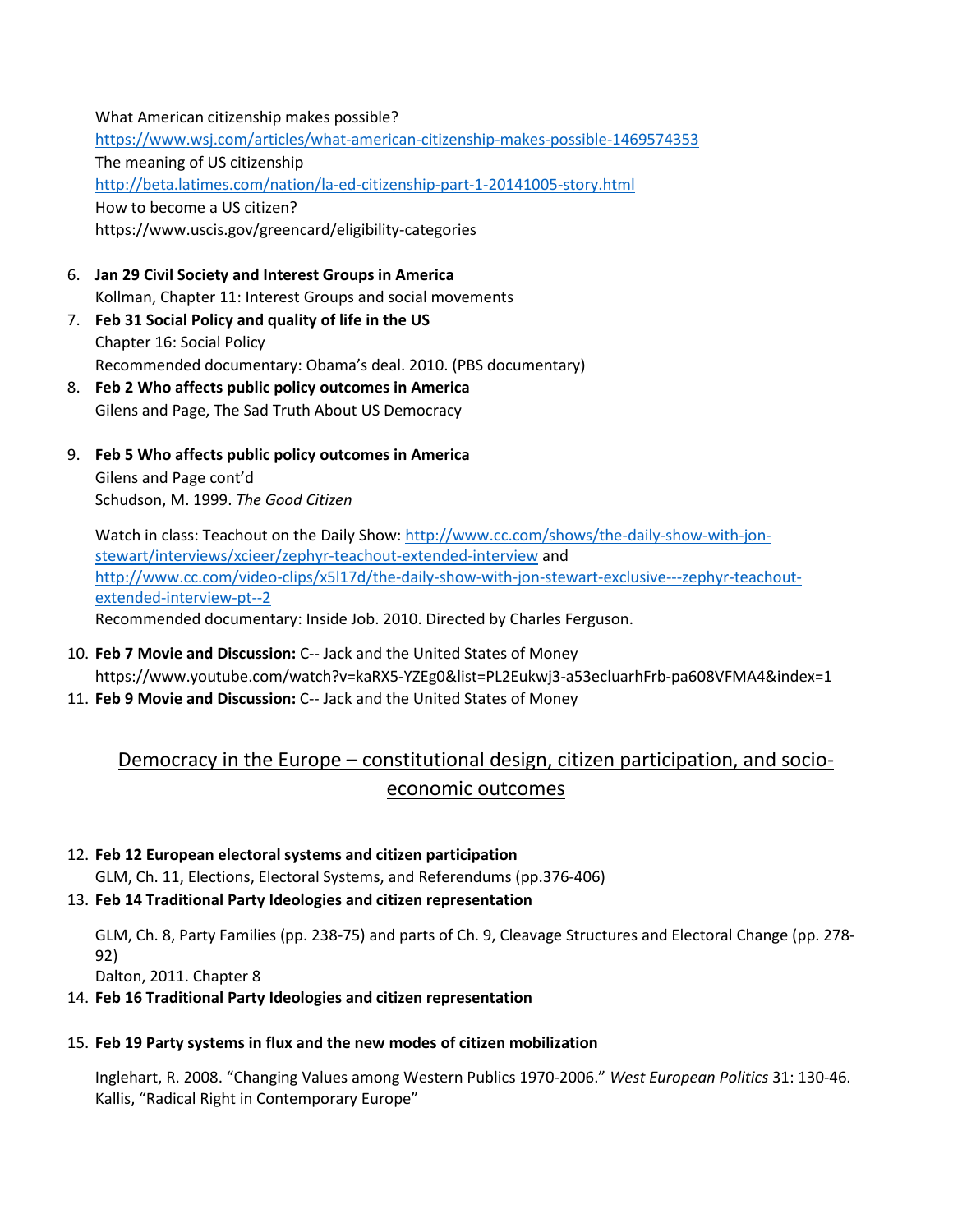What American citizenship makes possible?
https://www.wsj.com/articles/what-american-citizenship-makes-possible-1469574353
The meaning of US citizenship
http://beta.latimes.com/nation/la-ed-citizenship-part-1-20141005-story.html
How to become a US citizen?
https://www.uscis.gov/greencard/eligibility-categories

6. **Jan 29 Civil Society and Interest Groups in America**
   Kollman, Chapter 11: Interest Groups and social movements
7. **Feb 31 Social Policy and quality of life in the US**
   Chapter 16: Social Policy
   Recommended documentary: Obama's deal. 2010. (PBS documentary)
8. **Feb 2 Who affects public policy outcomes in America**
   Gilens and Page, The Sad Truth About US Democracy

9. **Feb 5 Who affects public policy outcomes in America**
   Gilens and Page cont'd
   Schudson, M. 1999. *The Good Citizen*

   Watch in class: Teachout on the Daily Show: http://www.cc.com/shows/the-daily-show-with-jon-stewart/interviews/xcieer/zephyr-teachout-extended-interview and http://www.cc.com/video-clips/x5l17d/the-daily-show-with-jon-stewart-exclusive---zephyr-teachout-extended-interview-pt--2
   Recommended documentary: Inside Job. 2010. Directed by Charles Ferguson.

10. **Feb 7 Movie and Discussion:** C-- Jack and the United States of Money
    https://www.youtube.com/watch?v=kaRX5-YZEg0&list=PL2Eukwj3-a53ecluarhFrb-pa608VFMA4&index=1
11. **Feb 9 Movie and Discussion:** C-- Jack and the United States of Money

## Democracy in the Europe – constitutional design, citizen participation, and socio-economic outcomes

12. **Feb 12 European electoral systems and citizen participation**
    GLM, Ch. 11, Elections, Electoral Systems, and Referendums (pp.376-406)
13. **Feb 14 Traditional Party Ideologies and citizen representation**

    GLM, Ch. 8, Party Families (pp. 238-75) and parts of Ch. 9, Cleavage Structures and Electoral Change (pp. 278-92)
    Dalton, 2011. Chapter 8
14. **Feb 16 Traditional Party Ideologies and citizen representation**

15. **Feb 19 Party systems in flux and the new modes of citizen mobilization**

    Inglehart, R. 2008. "Changing Values among Western Publics 1970-2006." *West European Politics* 31: 130-46.
    Kallis, "Radical Right in Contemporary Europe"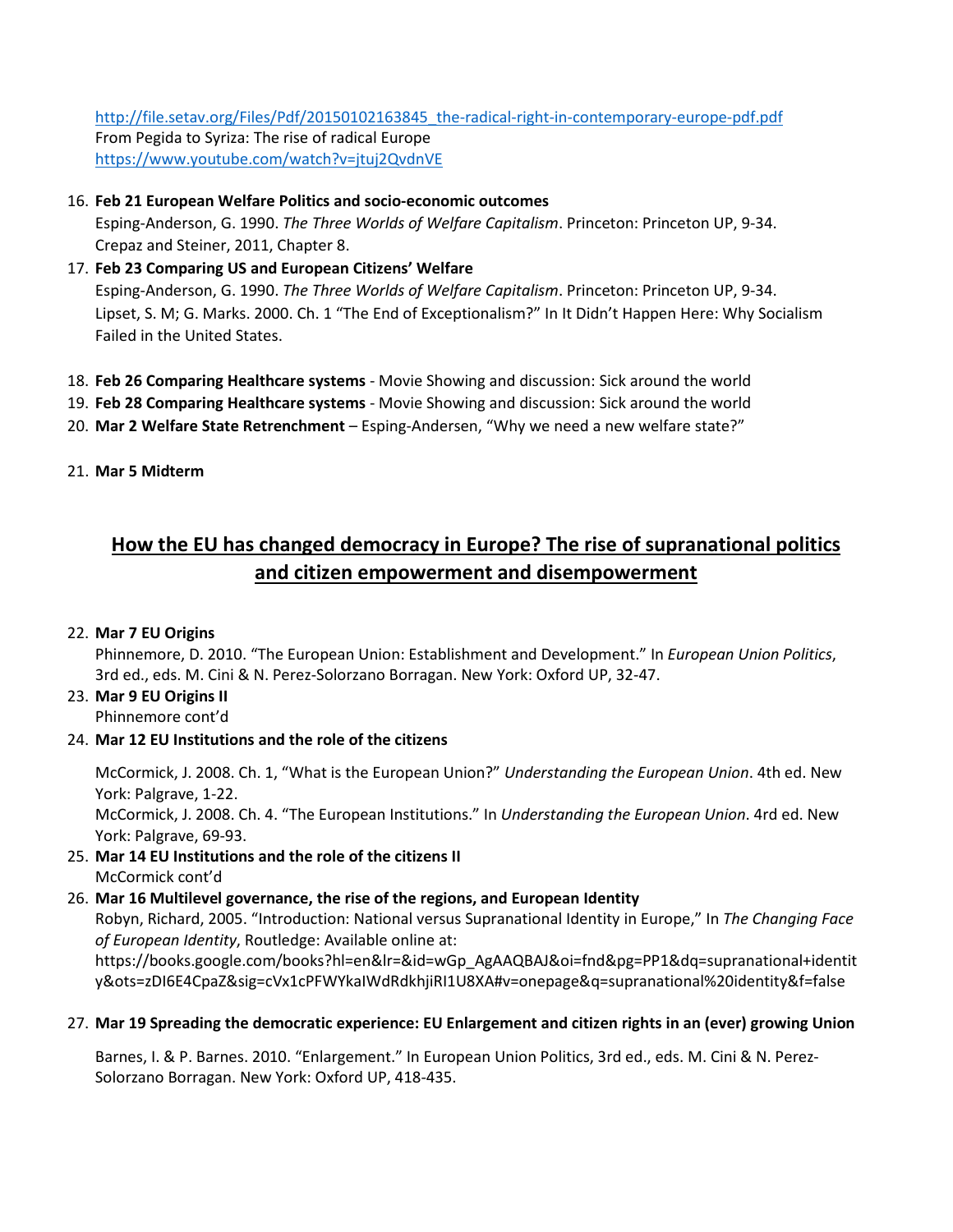http://file.setav.org/Files/Pdf/20150102163845_the-radical-right-in-contemporary-europe-pdf.pdf
From Pegida to Syriza: The rise of radical Europe
https://www.youtube.com/watch?v=jtuj2QvdnVE

16. **Feb 21 European Welfare Politics and socio-economic outcomes**
    Esping-Anderson, G. 1990. *The Three Worlds of Welfare Capitalism*. Princeton: Princeton UP, 9-34.
    Crepaz and Steiner, 2011, Chapter 8.
17. **Feb 23 Comparing US and European Citizens' Welfare**
    Esping-Anderson, G. 1990. *The Three Worlds of Welfare Capitalism*. Princeton: Princeton UP, 9-34.
    Lipset, S. M; G. Marks. 2000. Ch. 1 "The End of Exceptionalism?" In It Didn't Happen Here: Why Socialism Failed in the United States.

18. **Feb 26 Comparing Healthcare systems** - Movie Showing and discussion: Sick around the world
19. **Feb 28 Comparing Healthcare systems** - Movie Showing and discussion: Sick around the world
20. **Mar 2 Welfare State Retrenchment** – Esping-Andersen, "Why we need a new welfare state?"

21. **Mar 5 Midterm**

## How the EU has changed democracy in Europe? The rise of supranational politics and citizen empowerment and disempowerment

22. **Mar 7 EU Origins**
    Phinnemore, D. 2010. "The European Union: Establishment and Development." In *European Union Politics*, 3rd ed., eds. M. Cini & N. Perez-Solorzano Borragan. New York: Oxford UP, 32-47.
23. **Mar 9 EU Origins II**
    Phinnemore cont'd
24. **Mar 12 EU Institutions and the role of the citizens**

    McCormick, J. 2008. Ch. 1, "What is the European Union?" *Understanding the European Union*. 4th ed. New York: Palgrave, 1-22.
    McCormick, J. 2008. Ch. 4. "The European Institutions." In *Understanding the European Union*. 4rd ed. New York: Palgrave, 69-93.
25. **Mar 14 EU Institutions and the role of the citizens II**
    McCormick cont'd
26. **Mar 16 Multilevel governance, the rise of the regions, and European Identity**
    Robyn, Richard, 2005. "Introduction: National versus Supranational Identity in Europe," In *The Changing Face of European Identity*, Routledge: Available online at:
    https://books.google.com/books?hl=en&lr=&id=wGp_AgAAQBAJ&oi=fnd&pg=PP1&dq=supranational+identity&ots=zDI6E4CpaZ&sig=cVx1cPFWYkaIWdRdkhjiRI1U8XA#v=onepage&q=supranational%20identity&f=false

27. **Mar 19 Spreading the democratic experience: EU Enlargement and citizen rights in an (ever) growing Union**

    Barnes, I. & P. Barnes. 2010. "Enlargement." In European Union Politics, 3rd ed., eds. M. Cini & N. Perez-Solorzano Borragan. New York: Oxford UP, 418-435.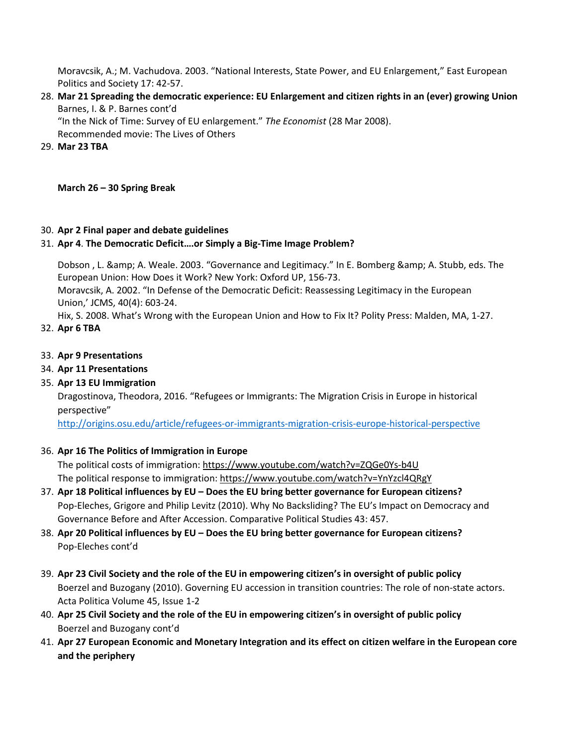Moravcsik, A.; M. Vachudova. 2003. “National Interests, State Power, and EU Enlargement,” East European Politics and Society 17: 42-57.

28. **Mar 21 Spreading the democratic experience: EU Enlargement and citizen rights in an (ever) growing Union**
    Barnes, I. & P. Barnes cont’d
    “In the Nick of Time: Survey of EU enlargement.” *The Economist* (28 Mar 2008).
    Recommended movie: The Lives of Others
29. **Mar 23 TBA**

**March 26 – 30 Spring Break**

30. **Apr 2 Final paper and debate guidelines**
31. **Apr 4**. **The Democratic Deficit….or Simply a Big-Time Image Problem?**

    Dobson , L. &amp; A. Weale. 2003. “Governance and Legitimacy.” In E. Bomberg &amp; A. Stubb, eds. The European Union: How Does it Work? New York: Oxford UP, 156-73.
    Moravcsik, A. 2002. “In Defense of the Democratic Deficit: Reassessing Legitimacy in the European Union,’ JCMS, 40(4): 603-24.
    Hix, S. 2008. What’s Wrong with the European Union and How to Fix It? Polity Press: Malden, MA, 1-27.
32. **Apr 6 TBA**
33. **Apr 9 Presentations**
34. **Apr 11 Presentations**
35. **Apr 13 EU Immigration**
    Dragostinova, Theodora, 2016. “Refugees or Immigrants: The Migration Crisis in Europe in historical perspective”
    http://origins.osu.edu/article/refugees-or-immigrants-migration-crisis-europe-historical-perspective
36. **Apr 16 The Politics of Immigration in Europe**
    The political costs of immigration: https://www.youtube.com/watch?v=ZQGe0Ys-b4U
    The political response to immigration: https://www.youtube.com/watch?v=YnYzcl4QRgY
37. **Apr 18 Political influences by EU – Does the EU bring better governance for European citizens?**
    Pop-Eleches, Grigore and Philip Levitz (2010). Why No Backsliding? The EU’s Impact on Democracy and Governance Before and After Accession. Comparative Political Studies 43: 457.
38. **Apr 20 Political influences by EU – Does the EU bring better governance for European citizens?**
    Pop-Eleches cont’d
39. **Apr 23 Civil Society and the role of the EU in empowering citizen’s in oversight of public policy**
    Boerzel and Buzogany (2010). Governing EU accession in transition countries: The role of non-state actors. Acta Politica Volume 45, Issue 1-2
40. **Apr 25 Civil Society and the role of the EU in empowering citizen’s in oversight of public policy**
    Boerzel and Buzogany cont’d
41. **Apr 27 European Economic and Monetary Integration and its effect on citizen welfare in the European core and the periphery**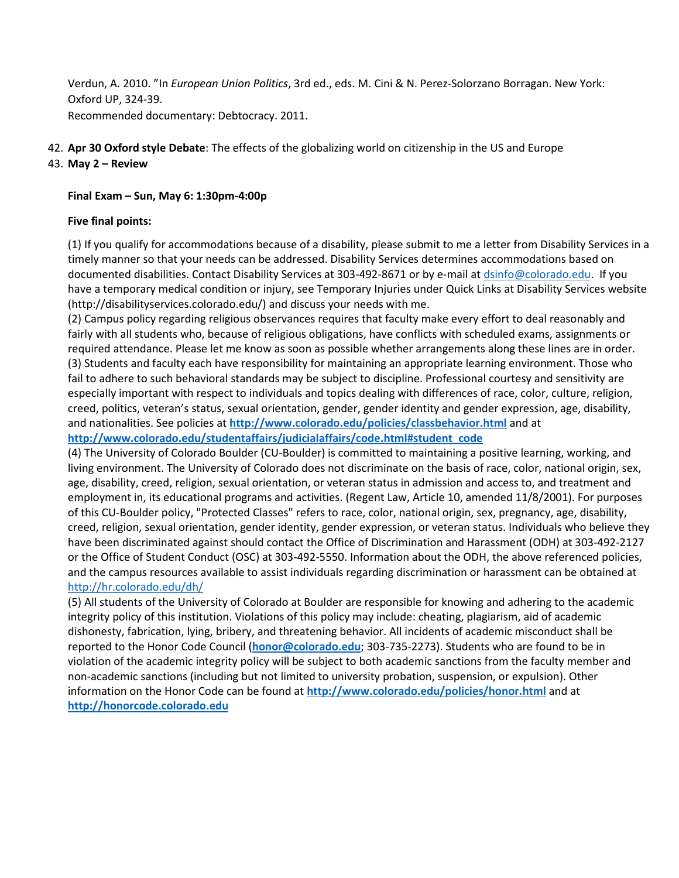Verdun, A. 2010. "In *European Union Politics*, 3rd ed., eds. M. Cini & N. Perez-Solorzano Borragan. New York: Oxford UP, 324-39.
Recommended documentary: Debtocracy. 2011.

42. **Apr 30 Oxford style Debate**: The effects of the globalizing world on citizenship in the US and Europe
43. **May 2 – Review**

**Final Exam – Sun, May 6: 1:30pm-4:00p**

**Five final points:**

(1) If you qualify for accommodations because of a disability, please submit to me a letter from Disability Services in a timely manner so that your needs can be addressed. Disability Services determines accommodations based on documented disabilities. Contact Disability Services at 303-492-8671 or by e-mail at dsinfo@colorado.edu. If you have a temporary medical condition or injury, see Temporary Injuries under Quick Links at Disability Services website (http://disabilityservices.colorado.edu/) and discuss your needs with me.
(2) Campus policy regarding religious observances requires that faculty make every effort to deal reasonably and fairly with all students who, because of religious obligations, have conflicts with scheduled exams, assignments or required attendance. Please let me know as soon as possible whether arrangements along these lines are in order.
(3) Students and faculty each have responsibility for maintaining an appropriate learning environment. Those who fail to adhere to such behavioral standards may be subject to discipline. Professional courtesy and sensitivity are especially important with respect to individuals and topics dealing with differences of race, color, culture, religion, creed, politics, veteran's status, sexual orientation, gender, gender identity and gender expression, age, disability, and nationalities. See policies at **http://www.colorado.edu/policies/classbehavior.html** and at **http://www.colorado.edu/studentaffairs/judicialaffairs/code.html#student_code**
(4) The University of Colorado Boulder (CU-Boulder) is committed to maintaining a positive learning, working, and living environment. The University of Colorado does not discriminate on the basis of race, color, national origin, sex, age, disability, creed, religion, sexual orientation, or veteran status in admission and access to, and treatment and employment in, its educational programs and activities. (Regent Law, Article 10, amended 11/8/2001). For purposes of this CU-Boulder policy, "Protected Classes" refers to race, color, national origin, sex, pregnancy, age, disability, creed, religion, sexual orientation, gender identity, gender expression, or veteran status. Individuals who believe they have been discriminated against should contact the Office of Discrimination and Harassment (ODH) at 303-492-2127 or the Office of Student Conduct (OSC) at 303-492-5550. Information about the ODH, the above referenced policies, and the campus resources available to assist individuals regarding discrimination or harassment can be obtained at http://hr.colorado.edu/dh/
(5) All students of the University of Colorado at Boulder are responsible for knowing and adhering to the academic integrity policy of this institution. Violations of this policy may include: cheating, plagiarism, aid of academic dishonesty, fabrication, lying, bribery, and threatening behavior. All incidents of academic misconduct shall be reported to the Honor Code Council (**honor@colorado.edu**; 303-735-2273). Students who are found to be in violation of the academic integrity policy will be subject to both academic sanctions from the faculty member and non-academic sanctions (including but not limited to university probation, suspension, or expulsion). Other information on the Honor Code can be found at **http://www.colorado.edu/policies/honor.html** and at **http://honorcode.colorado.edu**